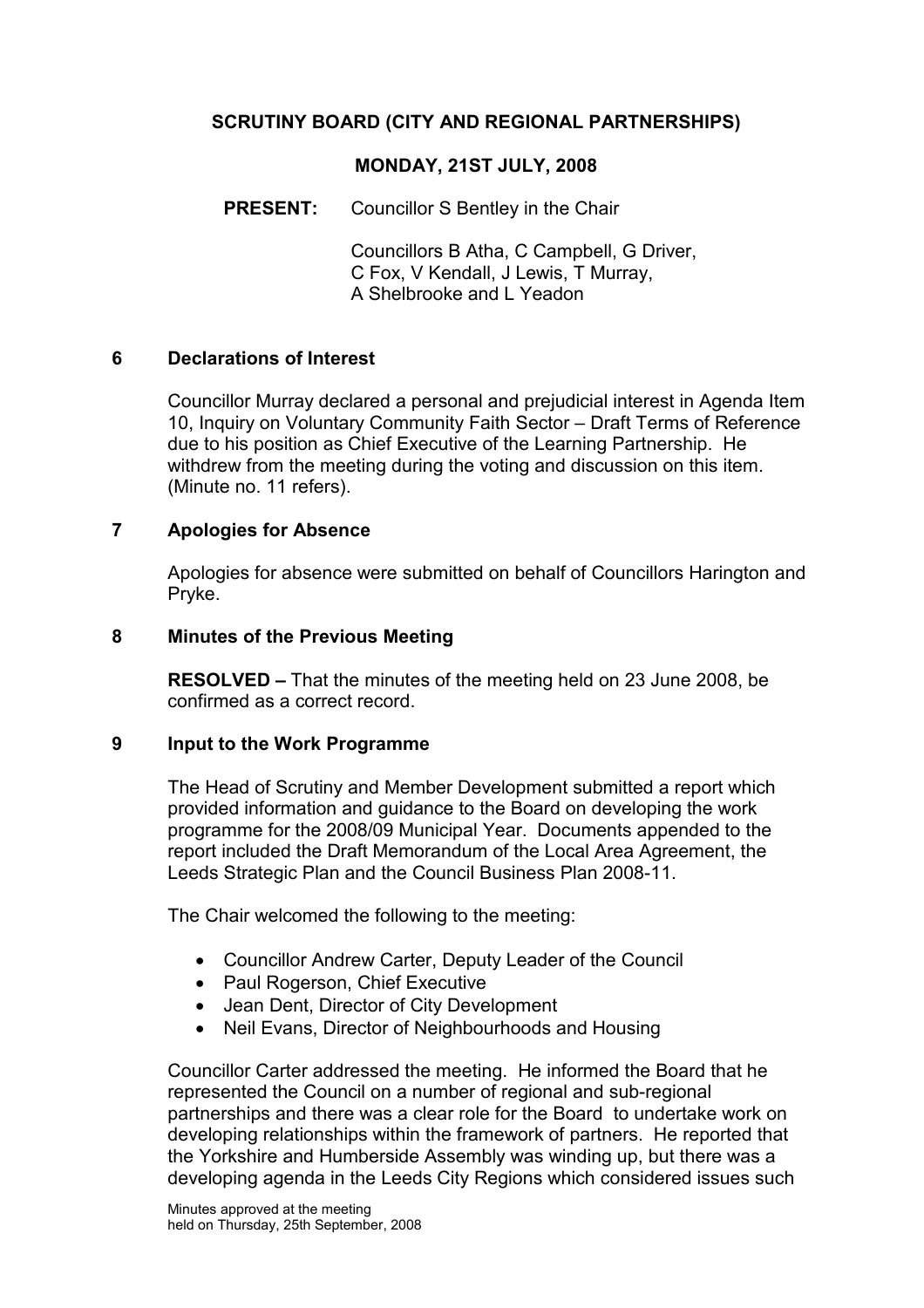# SCRUTINY BOARD (CITY AND REGIONAL PARTNERSHIPS)

## MONDAY, 21ST JULY, 2008

**PRESENT:** Councillor S Bentley in the Chair

Councillors B Atha, C Campbell, G Driver, C Fox, V Kendall, J Lewis, T Murray, A Shelbrooke and L Yeadon

### 6 Declarations of Interest

Councillor Murray declared a personal and prejudicial interest in Agenda Item 10, Inquiry on Voluntary Community Faith Sector – Draft Terms of Reference due to his position as Chief Executive of the Learning Partnership. He withdrew from the meeting during the voting and discussion on this item. (Minute no. 11 refers).

### 7 Apologies for Absence

Apologies for absence were submitted on behalf of Councillors Harington and Pryke.

### 8 Minutes of the Previous Meeting

**RESOLVED –** That the minutes of the meeting held on 23 June 2008, be confirmed as a correct record.

### 9 Input to the Work Programme

The Head of Scrutiny and Member Development submitted a report which provided information and guidance to the Board on developing the work programme for the 2008/09 Municipal Year. Documents appended to the report included the Draft Memorandum of the Local Area Agreement, the Leeds Strategic Plan and the Council Business Plan 2008-11.

The Chair welcomed the following to the meeting:

- Councillor Andrew Carter, Deputy Leader of the Council
- Paul Rogerson, Chief Executive
- Jean Dent, Director of City Development
- Neil Evans, Director of Neighbourhoods and Housing

Councillor Carter addressed the meeting. He informed the Board that he represented the Council on a number of regional and sub-regional partnerships and there was a clear role for the Board to undertake work on developing relationships within the framework of partners. He reported that the Yorkshire and Humberside Assembly was winding up, but there was a developing agenda in the Leeds City Regions which considered issues such

Minutes approved at the meeting
held on Thursday, 25th September, 2008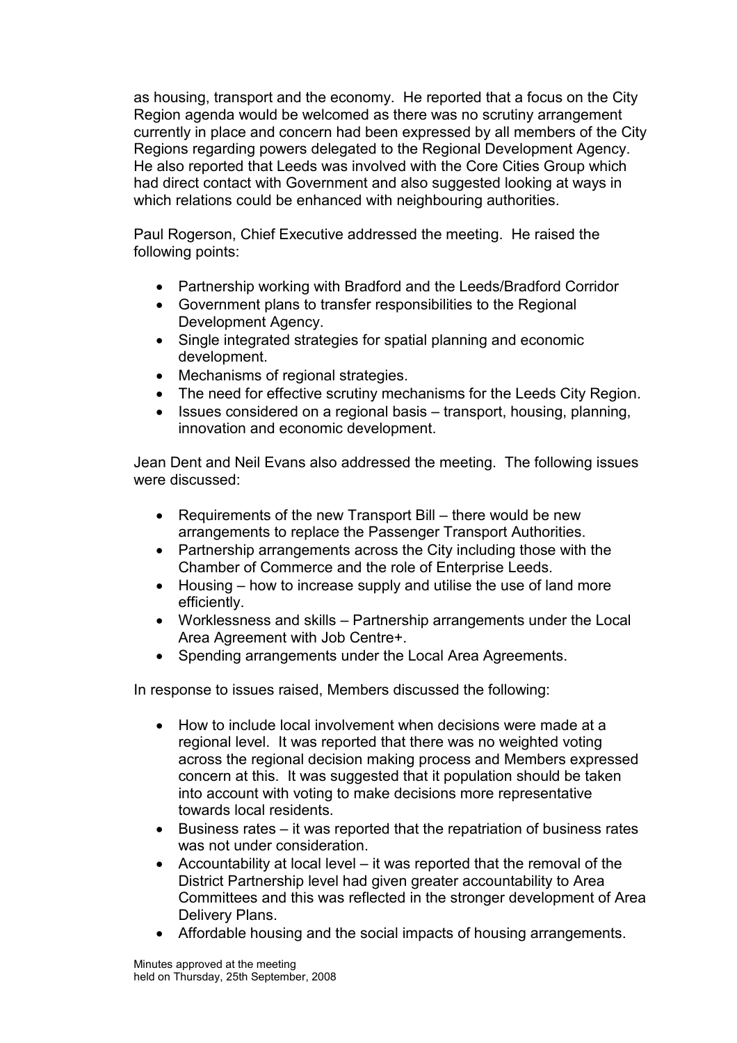as housing, transport and the economy. He reported that a focus on the City Region agenda would be welcomed as there was no scrutiny arrangement currently in place and concern had been expressed by all members of the City Regions regarding powers delegated to the Regional Development Agency. He also reported that Leeds was involved with the Core Cities Group which had direct contact with Government and also suggested looking at ways in which relations could be enhanced with neighbouring authorities.

Paul Rogerson, Chief Executive addressed the meeting. He raised the following points:

- Partnership working with Bradford and the Leeds/Bradford Corridor
- Government plans to transfer responsibilities to the Regional Development Agency.
- Single integrated strategies for spatial planning and economic development.
- Mechanisms of regional strategies.
- The need for effective scrutiny mechanisms for the Leeds City Region.
- Issues considered on a regional basis – transport, housing, planning, innovation and economic development.

Jean Dent and Neil Evans also addressed the meeting. The following issues were discussed:

- Requirements of the new Transport Bill – there would be new arrangements to replace the Passenger Transport Authorities.
- Partnership arrangements across the City including those with the Chamber of Commerce and the role of Enterprise Leeds.
- Housing – how to increase supply and utilise the use of land more efficiently.
- Worklessness and skills – Partnership arrangements under the Local Area Agreement with Job Centre+.
- Spending arrangements under the Local Area Agreements.

In response to issues raised, Members discussed the following:

- How to include local involvement when decisions were made at a regional level. It was reported that there was no weighted voting across the regional decision making process and Members expressed concern at this. It was suggested that it population should be taken into account with voting to make decisions more representative towards local residents.
- Business rates – it was reported that the repatriation of business rates was not under consideration.
- Accountability at local level – it was reported that the removal of the District Partnership level had given greater accountability to Area Committees and this was reflected in the stronger development of Area Delivery Plans.
- Affordable housing and the social impacts of housing arrangements.

Minutes approved at the meeting
held on Thursday, 25th September, 2008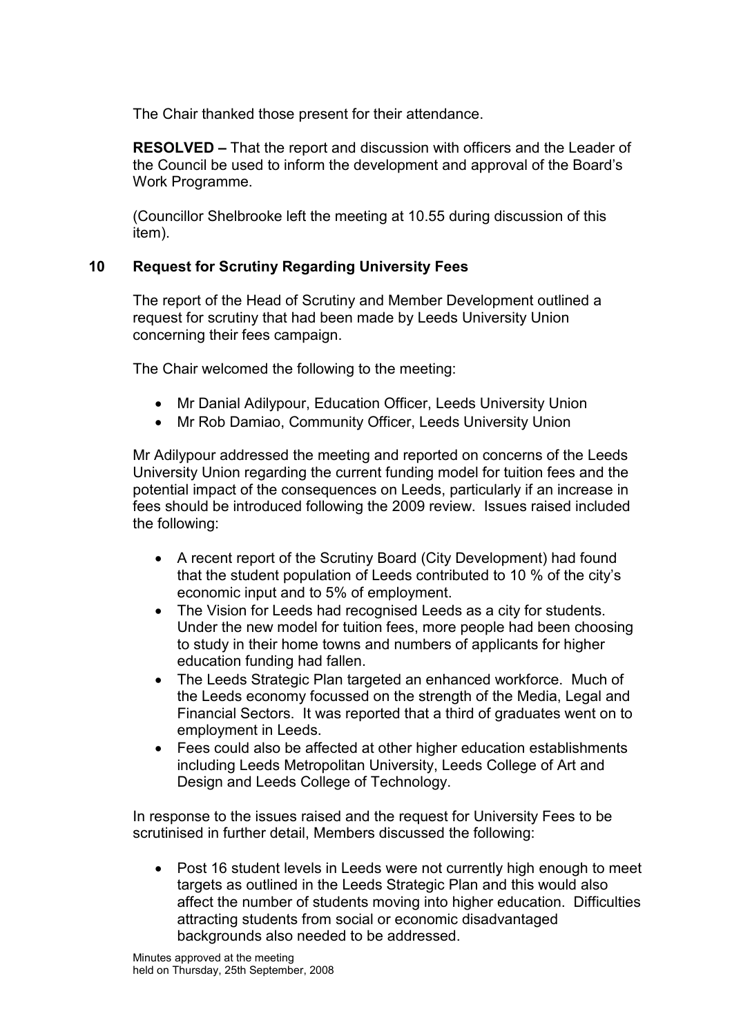The Chair thanked those present for their attendance.

**RESOLVED –** That the report and discussion with officers and the Leader of the Council be used to inform the development and approval of the Board's Work Programme.

(Councillor Shelbrooke left the meeting at 10.55 during discussion of this item).

## 10 Request for Scrutiny Regarding University Fees

The report of the Head of Scrutiny and Member Development outlined a request for scrutiny that had been made by Leeds University Union concerning their fees campaign.

The Chair welcomed the following to the meeting:

- Mr Danial Adilypour, Education Officer, Leeds University Union
- Mr Rob Damiao, Community Officer, Leeds University Union

Mr Adilypour addressed the meeting and reported on concerns of the Leeds University Union regarding the current funding model for tuition fees and the potential impact of the consequences on Leeds, particularly if an increase in fees should be introduced following the 2009 review. Issues raised included the following:

- A recent report of the Scrutiny Board (City Development) had found that the student population of Leeds contributed to 10 % of the city's economic input and to 5% of employment.
- The Vision for Leeds had recognised Leeds as a city for students. Under the new model for tuition fees, more people had been choosing to study in their home towns and numbers of applicants for higher education funding had fallen.
- The Leeds Strategic Plan targeted an enhanced workforce. Much of the Leeds economy focussed on the strength of the Media, Legal and Financial Sectors. It was reported that a third of graduates went on to employment in Leeds.
- Fees could also be affected at other higher education establishments including Leeds Metropolitan University, Leeds College of Art and Design and Leeds College of Technology.

In response to the issues raised and the request for University Fees to be scrutinised in further detail, Members discussed the following:

- Post 16 student levels in Leeds were not currently high enough to meet targets as outlined in the Leeds Strategic Plan and this would also affect the number of students moving into higher education. Difficulties attracting students from social or economic disadvantaged backgrounds also needed to be addressed.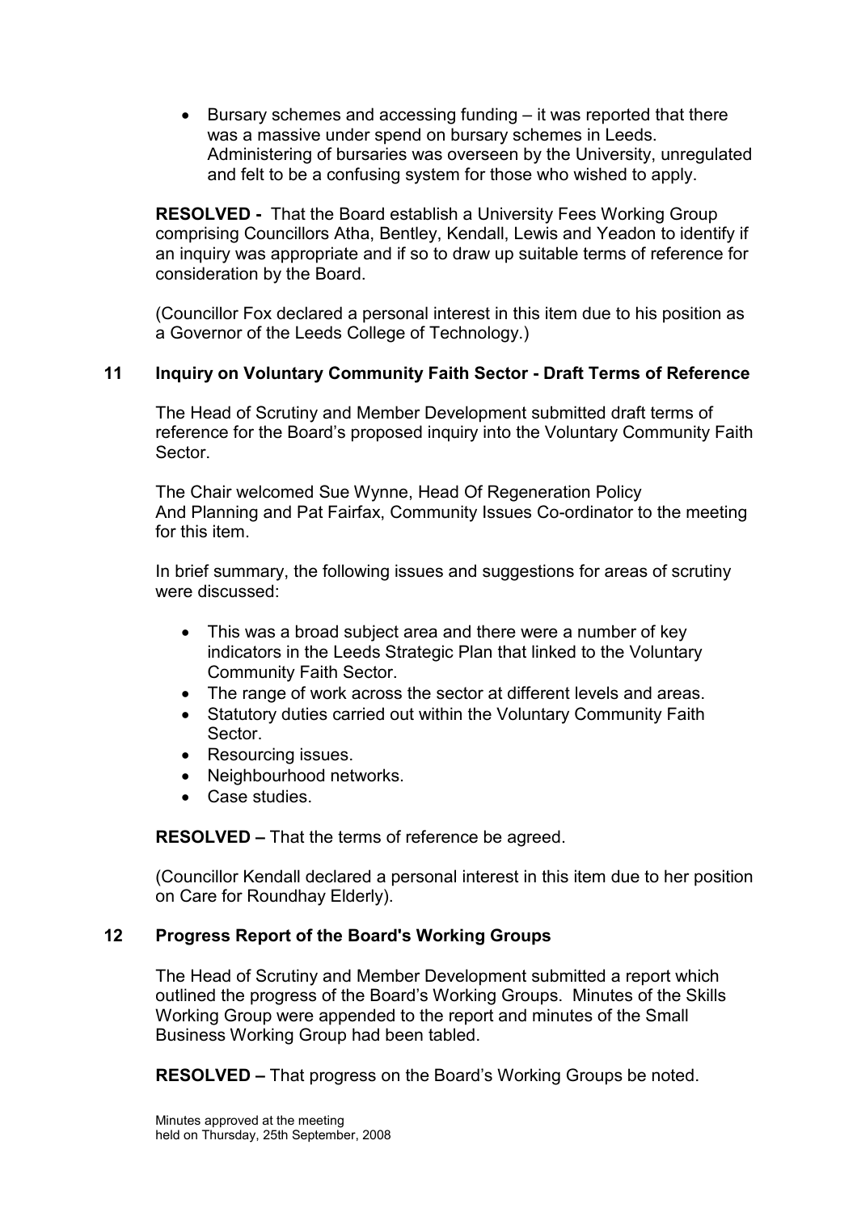- Bursary schemes and accessing funding – it was reported that there was a massive under spend on bursary schemes in Leeds. Administering of bursaries was overseen by the University, unregulated and felt to be a confusing system for those who wished to apply.

**RESOLVED -** That the Board establish a University Fees Working Group comprising Councillors Atha, Bentley, Kendall, Lewis and Yeadon to identify if an inquiry was appropriate and if so to draw up suitable terms of reference for consideration by the Board.

(Councillor Fox declared a personal interest in this item due to his position as a Governor of the Leeds College of Technology.)

## 11 Inquiry on Voluntary Community Faith Sector - Draft Terms of Reference

The Head of Scrutiny and Member Development submitted draft terms of reference for the Board's proposed inquiry into the Voluntary Community Faith Sector.

The Chair welcomed Sue Wynne, Head Of Regeneration Policy And Planning and Pat Fairfax, Community Issues Co-ordinator to the meeting for this item.

In brief summary, the following issues and suggestions for areas of scrutiny were discussed:

- This was a broad subject area and there were a number of key indicators in the Leeds Strategic Plan that linked to the Voluntary Community Faith Sector.
- The range of work across the sector at different levels and areas.
- Statutory duties carried out within the Voluntary Community Faith Sector.
- Resourcing issues.
- Neighbourhood networks.
- Case studies.

**RESOLVED –** That the terms of reference be agreed.

(Councillor Kendall declared a personal interest in this item due to her position on Care for Roundhay Elderly).

## 12 Progress Report of the Board's Working Groups

The Head of Scrutiny and Member Development submitted a report which outlined the progress of the Board's Working Groups. Minutes of the Skills Working Group were appended to the report and minutes of the Small Business Working Group had been tabled.

**RESOLVED –** That progress on the Board's Working Groups be noted.

Minutes approved at the meeting
held on Thursday, 25th September, 2008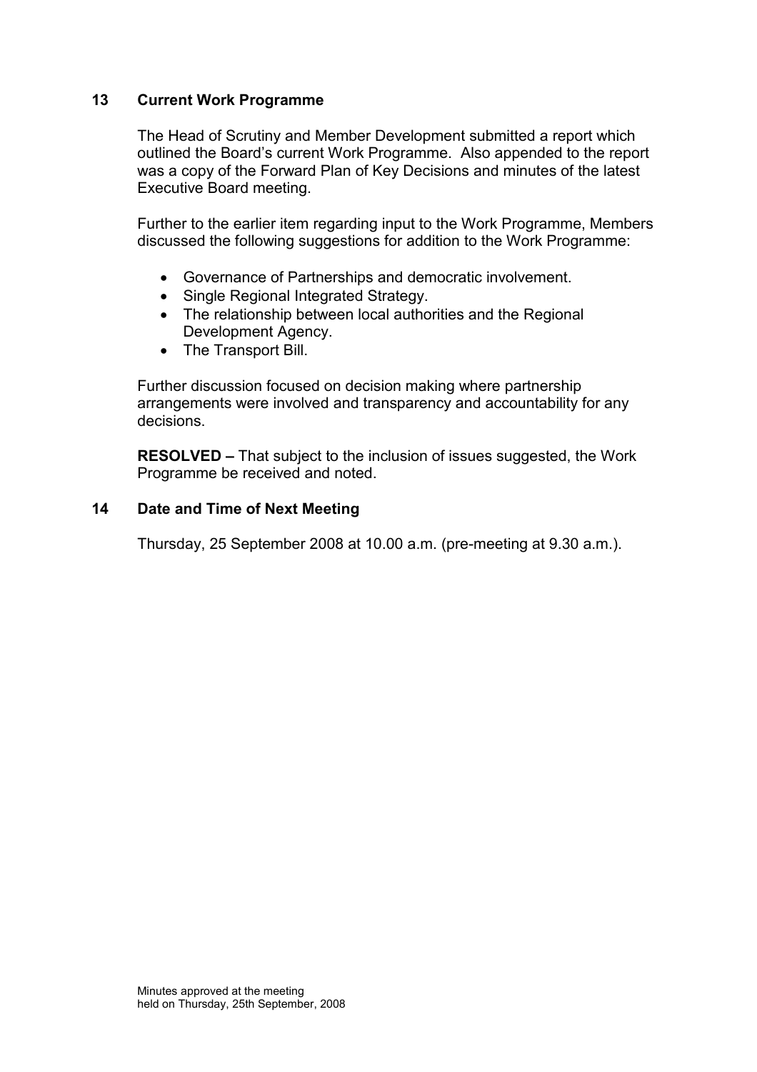## 13 Current Work Programme

The Head of Scrutiny and Member Development submitted a report which outlined the Board's current Work Programme. Also appended to the report was a copy of the Forward Plan of Key Decisions and minutes of the latest Executive Board meeting.

Further to the earlier item regarding input to the Work Programme, Members discussed the following suggestions for addition to the Work Programme:

- Governance of Partnerships and democratic involvement.
- Single Regional Integrated Strategy.
- The relationship between local authorities and the Regional Development Agency.
- The Transport Bill.

Further discussion focused on decision making where partnership arrangements were involved and transparency and accountability for any decisions.

**RESOLVED –** That subject to the inclusion of issues suggested, the Work Programme be received and noted.

## 14 Date and Time of Next Meeting

Thursday, 25 September 2008 at 10.00 a.m. (pre-meeting at 9.30 a.m.).

Minutes approved at the meeting
held on Thursday, 25th September, 2008